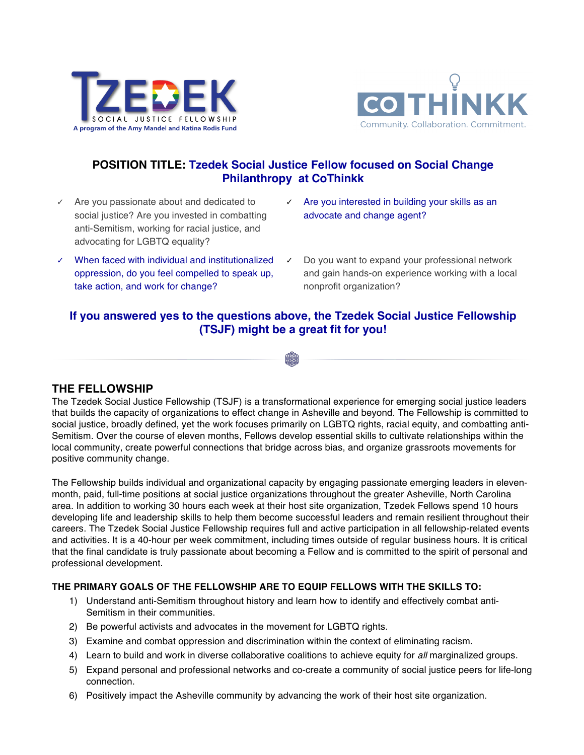TZEDEK SOCIAL JUSTICE FELLOWSHIP
A program of the Amy Mandel and Katina Rodis Fund

CO THINKK
Community. Collaboration. Commitment.

## POSITION TITLE: Tzedek Social Justice Fellow focused on Social Change Philanthropy at CoThinkk

- ✓ Are you passionate about and dedicated to social justice? Are you invested in combatting anti-Semitism, working for racial justice, and advocating for LGBTQ equality?
- ✓ Are you interested in building your skills as an advocate and change agent?
- ✓ When faced with individual and institutionalized oppression, do you feel compelled to speak up, take action, and work for change?
- ✓ Do you want to expand your professional network and gain hands-on experience working with a local nonprofit organization?

**If you answered yes to the questions above, the Tzedek Social Justice Fellowship (TSJF) might be a great fit for you!**

## THE FELLOWSHIP

The Tzedek Social Justice Fellowship (TSJF) is a transformational experience for emerging social justice leaders that builds the capacity of organizations to effect change in Asheville and beyond. The Fellowship is committed to social justice, broadly defined, yet the work focuses primarily on LGBTQ rights, racial equity, and combatting anti-Semitism. Over the course of eleven months, Fellows develop essential skills to cultivate relationships within the local community, create powerful connections that bridge across bias, and organize grassroots movements for positive community change.

The Fellowship builds individual and organizational capacity by engaging passionate emerging leaders in eleven-month, paid, full-time positions at social justice organizations throughout the greater Asheville, North Carolina area. In addition to working 30 hours each week at their host site organization, Tzedek Fellows spend 10 hours developing life and leadership skills to help them become successful leaders and remain resilient throughout their careers. The Tzedek Social Justice Fellowship requires full and active participation in all fellowship-related events and activities. It is a 40-hour per week commitment, including times outside of regular business hours. It is critical that the final candidate is truly passionate about becoming a Fellow and is committed to the spirit of personal and professional development.

### THE PRIMARY GOALS OF THE FELLOWSHIP ARE TO EQUIP FELLOWS WITH THE SKILLS TO:

1) Understand anti-Semitism throughout history and learn how to identify and effectively combat anti-Semitism in their communities.
2) Be powerful activists and advocates in the movement for LGBTQ rights.
3) Examine and combat oppression and discrimination within the context of eliminating racism.
4) Learn to build and work in diverse collaborative coalitions to achieve equity for *all* marginalized groups.
5) Expand personal and professional networks and co-create a community of social justice peers for life-long connection.
6) Positively impact the Asheville community by advancing the work of their host site organization.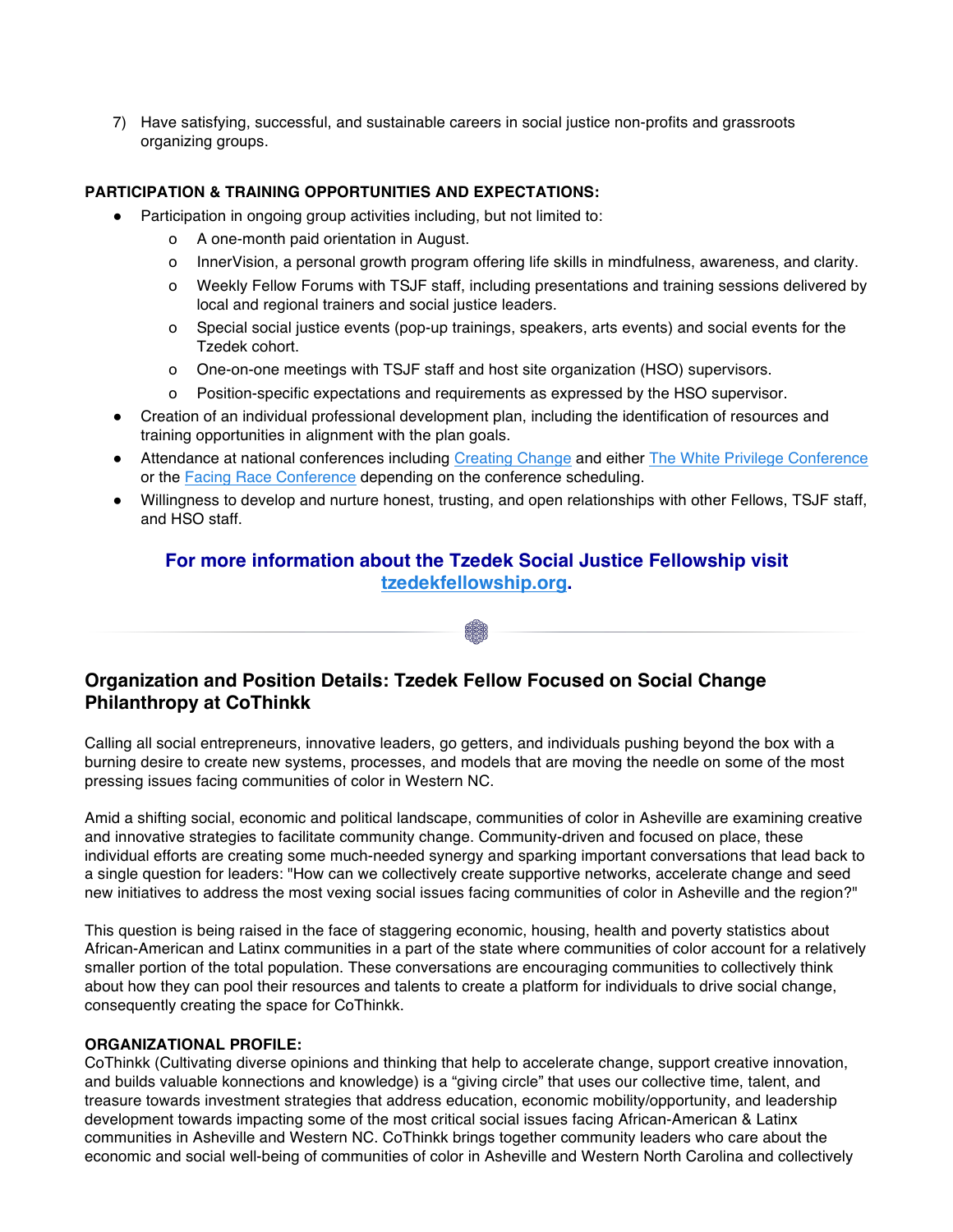7) Have satisfying, successful, and sustainable careers in social justice non-profits and grassroots organizing groups.

**PARTICIPATION & TRAINING OPPORTUNITIES AND EXPECTATIONS:**

- Participation in ongoing group activities including, but not limited to:
  - A one-month paid orientation in August.
  - InnerVision, a personal growth program offering life skills in mindfulness, awareness, and clarity.
  - Weekly Fellow Forums with TSJF staff, including presentations and training sessions delivered by local and regional trainers and social justice leaders.
  - Special social justice events (pop-up trainings, speakers, arts events) and social events for the Tzedek cohort.
  - One-on-one meetings with TSJF staff and host site organization (HSO) supervisors.
  - Position-specific expectations and requirements as expressed by the HSO supervisor.
- Creation of an individual professional development plan, including the identification of resources and training opportunities in alignment with the plan goals.
- Attendance at national conferences including Creating Change and either The White Privilege Conference or the Facing Race Conference depending on the conference scheduling.
- Willingness to develop and nurture honest, trusting, and open relationships with other Fellows, TSJF staff, and HSO staff.

**For more information about the Tzedek Social Justice Fellowship visit tzedekfellowship.org.**

## Organization and Position Details: Tzedek Fellow Focused on Social Change Philanthropy at CoThinkk

Calling all social entrepreneurs, innovative leaders, go getters, and individuals pushing beyond the box with a burning desire to create new systems, processes, and models that are moving the needle on some of the most pressing issues facing communities of color in Western NC.

Amid a shifting social, economic and political landscape, communities of color in Asheville are examining creative and innovative strategies to facilitate community change. Community-driven and focused on place, these individual efforts are creating some much-needed synergy and sparking important conversations that lead back to a single question for leaders: "How can we collectively create supportive networks, accelerate change and seed new initiatives to address the most vexing social issues facing communities of color in Asheville and the region?"

This question is being raised in the face of staggering economic, housing, health and poverty statistics about African-American and Latinx communities in a part of the state where communities of color account for a relatively smaller portion of the total population. These conversations are encouraging communities to collectively think about how they can pool their resources and talents to create a platform for individuals to drive social change, consequently creating the space for CoThinkk.

**ORGANIZATIONAL PROFILE:**

CoThinkk (Cultivating diverse opinions and thinking that help to accelerate change, support creative innovation, and builds valuable konnections and knowledge) is a "giving circle" that uses our collective time, talent, and treasure towards investment strategies that address education, economic mobility/opportunity, and leadership development towards impacting some of the most critical social issues facing African-American & Latinx communities in Asheville and Western NC. CoThinkk brings together community leaders who care about the economic and social well-being of communities of color in Asheville and Western North Carolina and collectively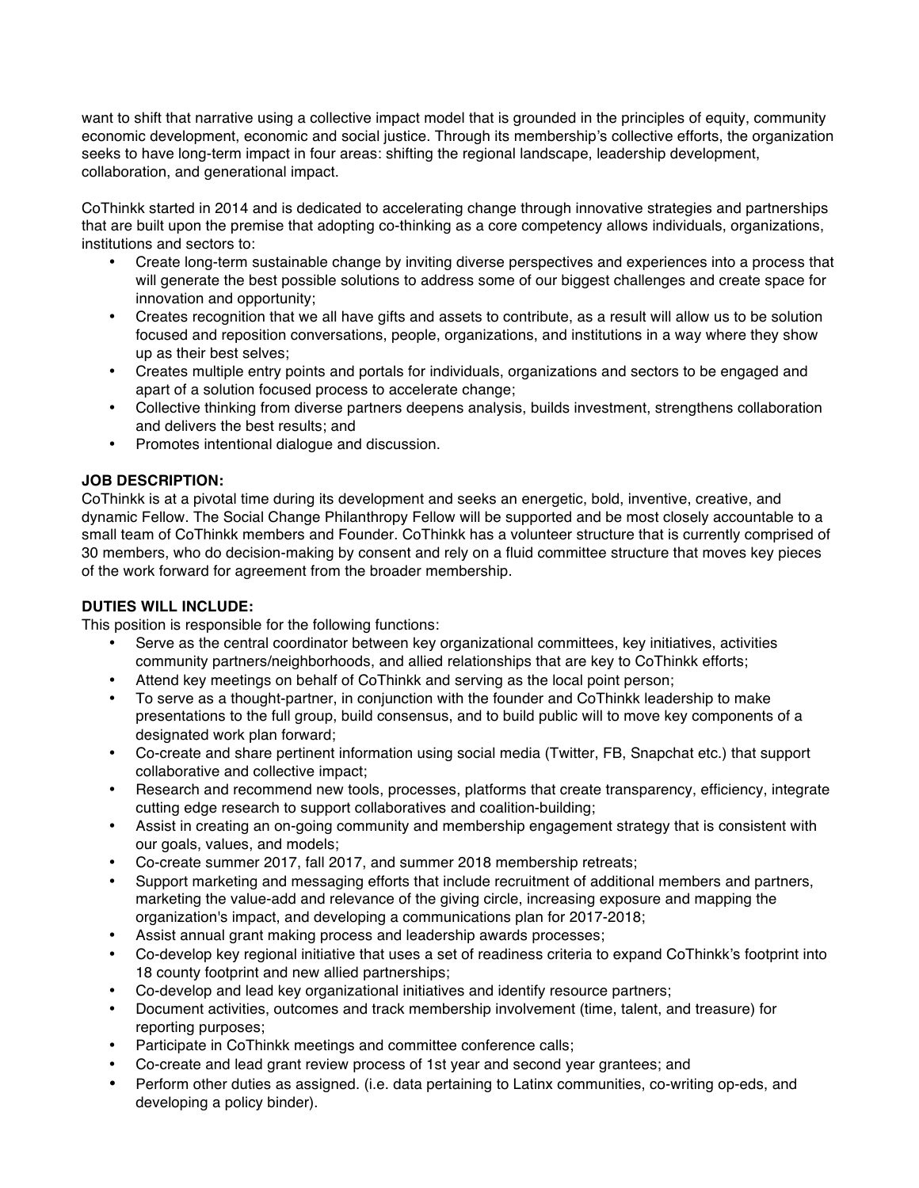want to shift that narrative using a collective impact model that is grounded in the principles of equity, community economic development, economic and social justice. Through its membership's collective efforts, the organization seeks to have long-term impact in four areas: shifting the regional landscape, leadership development, collaboration, and generational impact.

CoThinkk started in 2014 and is dedicated to accelerating change through innovative strategies and partnerships that are built upon the premise that adopting co-thinking as a core competency allows individuals, organizations, institutions and sectors to:

- Create long-term sustainable change by inviting diverse perspectives and experiences into a process that will generate the best possible solutions to address some of our biggest challenges and create space for innovation and opportunity;
- Creates recognition that we all have gifts and assets to contribute, as a result will allow us to be solution focused and reposition conversations, people, organizations, and institutions in a way where they show up as their best selves;
- Creates multiple entry points and portals for individuals, organizations and sectors to be engaged and apart of a solution focused process to accelerate change;
- Collective thinking from diverse partners deepens analysis, builds investment, strengthens collaboration and delivers the best results; and
- Promotes intentional dialogue and discussion.

**JOB DESCRIPTION:**
CoThinkk is at a pivotal time during its development and seeks an energetic, bold, inventive, creative, and dynamic Fellow. The Social Change Philanthropy Fellow will be supported and be most closely accountable to a small team of CoThinkk members and Founder. CoThinkk has a volunteer structure that is currently comprised of 30 members, who do decision-making by consent and rely on a fluid committee structure that moves key pieces of the work forward for agreement from the broader membership.

**DUTIES WILL INCLUDE:**
This position is responsible for the following functions:

- Serve as the central coordinator between key organizational committees, key initiatives, activities community partners/neighborhoods, and allied relationships that are key to CoThinkk efforts;
- Attend key meetings on behalf of CoThinkk and serving as the local point person;
- To serve as a thought-partner, in conjunction with the founder and CoThinkk leadership to make presentations to the full group, build consensus, and to build public will to move key components of a designated work plan forward;
- Co-create and share pertinent information using social media (Twitter, FB, Snapchat etc.) that support collaborative and collective impact;
- Research and recommend new tools, processes, platforms that create transparency, efficiency, integrate cutting edge research to support collaboratives and coalition-building;
- Assist in creating an on-going community and membership engagement strategy that is consistent with our goals, values, and models;
- Co-create summer 2017, fall 2017, and summer 2018 membership retreats;
- Support marketing and messaging efforts that include recruitment of additional members and partners, marketing the value-add and relevance of the giving circle, increasing exposure and mapping the organization's impact, and developing a communications plan for 2017-2018;
- Assist annual grant making process and leadership awards processes;
- Co-develop key regional initiative that uses a set of readiness criteria to expand CoThinkk's footprint into 18 county footprint and new allied partnerships;
- Co-develop and lead key organizational initiatives and identify resource partners;
- Document activities, outcomes and track membership involvement (time, talent, and treasure) for reporting purposes;
- Participate in CoThinkk meetings and committee conference calls;
- Co-create and lead grant review process of 1st year and second year grantees; and
- Perform other duties as assigned. (i.e. data pertaining to Latinx communities, co-writing op-eds, and developing a policy binder).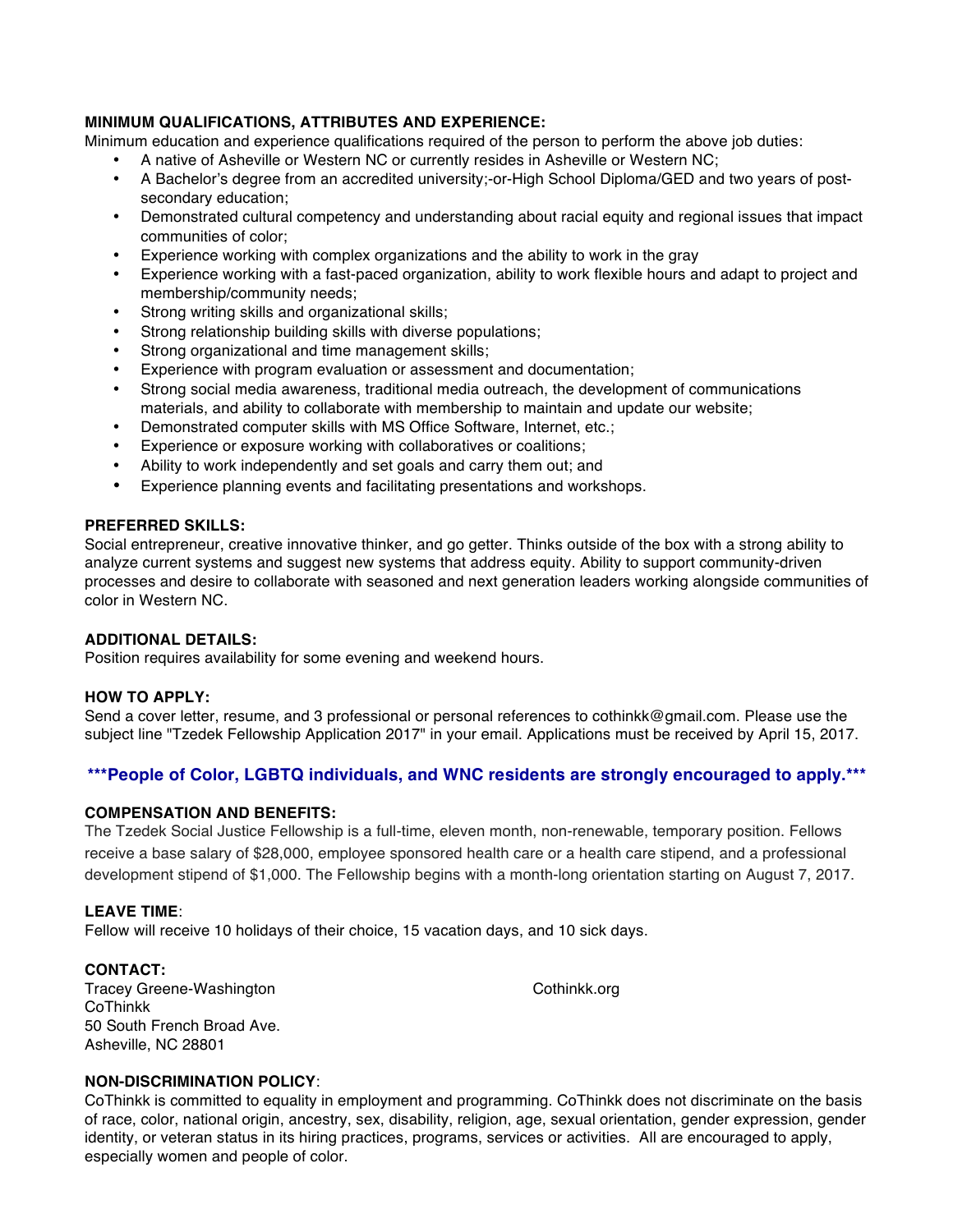**MINIMUM QUALIFICATIONS, ATTRIBUTES AND EXPERIENCE:**

Minimum education and experience qualifications required of the person to perform the above job duties:

- A native of Asheville or Western NC or currently resides in Asheville or Western NC;
- A Bachelor's degree from an accredited university;-or-High School Diploma/GED and two years of post-secondary education;
- Demonstrated cultural competency and understanding about racial equity and regional issues that impact communities of color;
- Experience working with complex organizations and the ability to work in the gray
- Experience working with a fast-paced organization, ability to work flexible hours and adapt to project and membership/community needs;
- Strong writing skills and organizational skills;
- Strong relationship building skills with diverse populations;
- Strong organizational and time management skills;
- Experience with program evaluation or assessment and documentation;
- Strong social media awareness, traditional media outreach, the development of communications materials, and ability to collaborate with membership to maintain and update our website;
- Demonstrated computer skills with MS Office Software, Internet, etc.;
- Experience or exposure working with collaboratives or coalitions;
- Ability to work independently and set goals and carry them out; and
- Experience planning events and facilitating presentations and workshops.

**PREFERRED SKILLS:**

Social entrepreneur, creative innovative thinker, and go getter. Thinks outside of the box with a strong ability to analyze current systems and suggest new systems that address equity. Ability to support community-driven processes and desire to collaborate with seasoned and next generation leaders working alongside communities of color in Western NC.

**ADDITIONAL DETAILS:**

Position requires availability for some evening and weekend hours.

**HOW TO APPLY:**

Send a cover letter, resume, and 3 professional or personal references to cothinkk@gmail.com. Please use the subject line "Tzedek Fellowship Application 2017" in your email. Applications must be received by April 15, 2017.

**\*\*\*People of Color, LGBTQ individuals, and WNC residents are strongly encouraged to apply.\*\*\***

**COMPENSATION AND BENEFITS:**

The Tzedek Social Justice Fellowship is a full-time, eleven month, non-renewable, temporary position. Fellows receive a base salary of $28,000, employee sponsored health care or a health care stipend, and a professional development stipend of $1,000. The Fellowship begins with a month-long orientation starting on August 7, 2017.

**LEAVE TIME**:

Fellow will receive 10 holidays of their choice, 15 vacation days, and 10 sick days.

**CONTACT:**

Tracey Greene-Washington
CoThinkk
50 South French Broad Ave.
Asheville, NC 28801

Cothinkk.org

**NON-DISCRIMINATION POLICY**:

CoThinkk is committed to equality in employment and programming. CoThinkk does not discriminate on the basis of race, color, national origin, ancestry, sex, disability, religion, age, sexual orientation, gender expression, gender identity, or veteran status in its hiring practices, programs, services or activities. All are encouraged to apply, especially women and people of color.